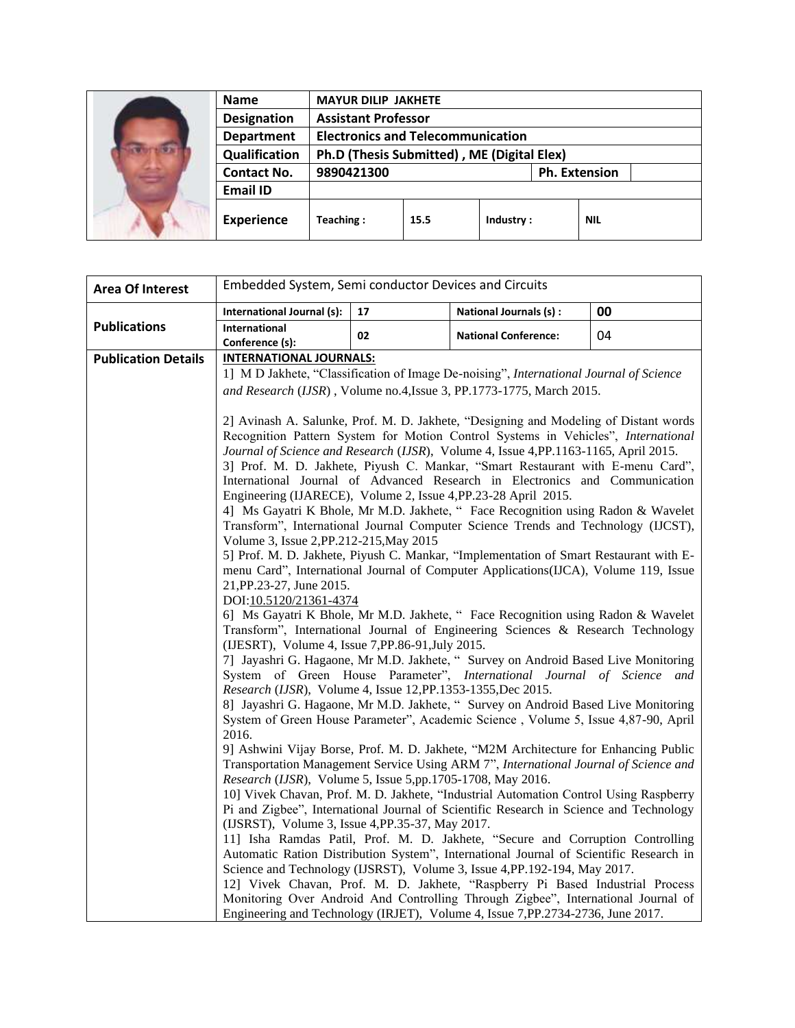| Name | MAYUR DILIP JAKHETE | | | |
|---|---|---|---|---|
| **Designation** | **Assistant Professor** | | | |
| **Department** | **Electronics and Telecommunication** | | | |
| **Qualification** | **Ph.D (Thesis Submitted) , ME (Digital Elex)** | | | |
| **Contact No.** | **9890421300** | | **Ph. Extension** | |
| **Email ID** | | | | |
| **Experience** | **Teaching :** | **15.5** | **Industry :** | **NIL** |

| **Area Of Interest** | Embedded System, Semi conductor Devices and Circuits | | | |
|---|---|---|---|---|
| **Publications** | **International Journal (s):** | **17** | **National Journals (s) :** | **00** |
| | **International Conference (s):** | **02** | **National Conference:** | 04 |

**Publication Details**

**INTERNATIONAL JOURNALS:**

1] M D Jakhete, "Classification of Image De-noising", *International Journal of Science and Research* (*IJSR*) , Volume no.4,Issue 3, PP.1773-1775, March 2015.

2] Avinash A. Salunke, Prof. M. D. Jakhete, "Designing and Modeling of Distant words Recognition Pattern System for Motion Control Systems in Vehicles", *International Journal of Science and Research* (*IJSR*), Volume 4, Issue 4,PP.1163-1165, April 2015.

3] Prof. M. D. Jakhete, Piyush C. Mankar, "Smart Restaurant with E-menu Card", International Journal of Advanced Research in Electronics and Communication Engineering (IJARECE), Volume 2, Issue 4,PP.23-28 April 2015.

4] Ms Gayatri K Bhole, Mr M.D. Jakhete, " Face Recognition using Radon & Wavelet Transform", International Journal Computer Science Trends and Technology (IJCST), Volume 3, Issue 2,PP.212-215,May 2015

5] Prof. M. D. Jakhete, Piyush C. Mankar, "Implementation of Smart Restaurant with E-menu Card", International Journal of Computer Applications(IJCA), Volume 119, Issue 21,PP.23-27, June 2015.
DOI:10.5120/21361-4374

6] Ms Gayatri K Bhole, Mr M.D. Jakhete, " Face Recognition using Radon & Wavelet Transform", International Journal of Engineering Sciences & Research Technology (IJESRT), Volume 4, Issue 7,PP.86-91,July 2015.

7] Jayashri G. Hagaone, Mr M.D. Jakhete, " Survey on Android Based Live Monitoring System of Green House Parameter", *International Journal of Science and Research* (*IJSR*), Volume 4, Issue 12,PP.1353-1355,Dec 2015.

8] Jayashri G. Hagaone, Mr M.D. Jakhete, " Survey on Android Based Live Monitoring System of Green House Parameter", Academic Science , Volume 5, Issue 4,87-90, April 2016.

9] Ashwini Vijay Borse, Prof. M. D. Jakhete, "M2M Architecture for Enhancing Public Transportation Management Service Using ARM 7", *International Journal of Science and Research* (*IJSR*), Volume 5, Issue 5,pp.1705-1708, May 2016.

10] Vivek Chavan, Prof. M. D. Jakhete, "Industrial Automation Control Using Raspberry Pi and Zigbee", International Journal of Scientific Research in Science and Technology (IJSRST), Volume 3, Issue 4,PP.35-37, May 2017.

11] Isha Ramdas Patil, Prof. M. D. Jakhete, "Secure and Corruption Controlling Automatic Ration Distribution System", International Journal of Scientific Research in Science and Technology (IJSRST), Volume 3, Issue 4,PP.192-194, May 2017.

12] Vivek Chavan, Prof. M. D. Jakhete, "Raspberry Pi Based Industrial Process Monitoring Over Android And Controlling Through Zigbee", International Journal of Engineering and Technology (IRJET), Volume 4, Issue 7,PP.2734-2736, June 2017.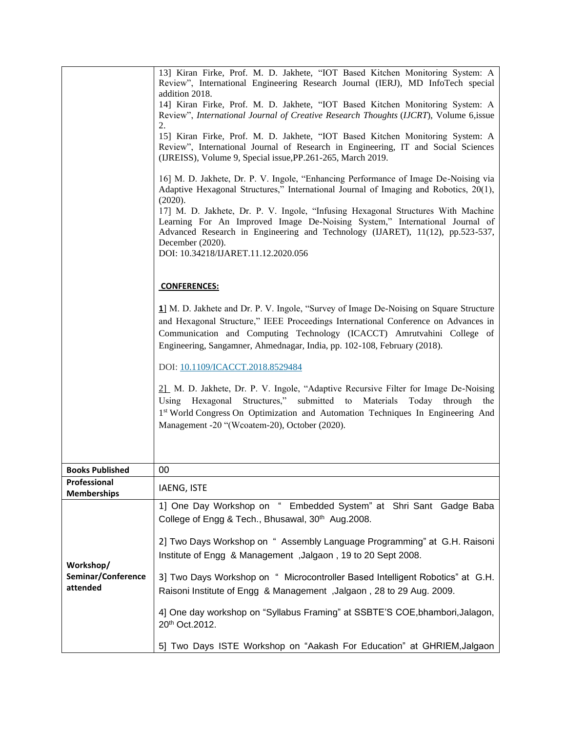| | |
|---|---|
| | 13] Kiran Firke, Prof. M. D. Jakhete, "IOT Based Kitchen Monitoring System: A Review", International Engineering Research Journal (IERJ), MD InfoTech special addition 2018.<br>14] Kiran Firke, Prof. M. D. Jakhete, "IOT Based Kitchen Monitoring System: A Review", *International Journal of Creative Research Thoughts* (*IJCRT*), Volume 6,issue 2.<br>15] Kiran Firke, Prof. M. D. Jakhete, "IOT Based Kitchen Monitoring System: A Review", International Journal of Research in Engineering, IT and Social Sciences (IJREISS), Volume 9, Special issue,PP.261-265, March 2019.<br><br>16] M. D. Jakhete, Dr. P. V. Ingole, "Enhancing Performance of Image De-Noising via Adaptive Hexagonal Structures," International Journal of Imaging and Robotics, 20(1), (2020).<br>17] M. D. Jakhete, Dr. P. V. Ingole, "Infusing Hexagonal Structures With Machine Learning For An Improved Image De-Noising System," International Journal of Advanced Research in Engineering and Technology (IJARET), 11(12), pp.523-537, December (2020).<br>DOI: 10.34218/IJARET.11.12.2020.056<br><br>**CONFERENCES:**<br><br>**1**] M. D. Jakhete and Dr. P. V. Ingole, "Survey of Image De-Noising on Square Structure and Hexagonal Structure," IEEE Proceedings International Conference on Advances in Communication and Computing Technology (ICACCT) Amrutvahini College of Engineering, Sangamner, Ahmednagar, India, pp. 102-108, February (2018).<br><br>DOI: 10.1109/ICACCT.2018.8529484<br><br>2] M. D. Jakhete, Dr. P. V. Ingole, "Adaptive Recursive Filter for Image De-Noising Using Hexagonal Structures," submitted to Materials Today through the 1st World Congress On Optimization and Automation Techniques In Engineering And Management -20 "(Wcoatem-20), October (2020). |
| **Books Published** | 00 |
| **Professional Memberships** | IAENG, ISTE |
| **Workshop/ Seminar/Conference attended** | 1] One Day Workshop on " Embedded System" at Shri Sant Gadge Baba College of Engg & Tech., Bhusawal, 30th Aug.2008.<br><br>2] Two Days Workshop on " Assembly Language Programming" at G.H. Raisoni Institute of Engg & Management ,Jalgaon , 19 to 20 Sept 2008.<br><br>3] Two Days Workshop on " Microcontroller Based Intelligent Robotics" at G.H. Raisoni Institute of Engg & Management ,Jalgaon , 28 to 29 Aug. 2009.<br><br>4] One day workshop on "Syllabus Framing" at SSBTE'S COE,bhambori,Jalagon, 20th Oct.2012.<br><br>5] Two Days ISTE Workshop on "Aakash For Education" at GHRIEM,Jalgaon |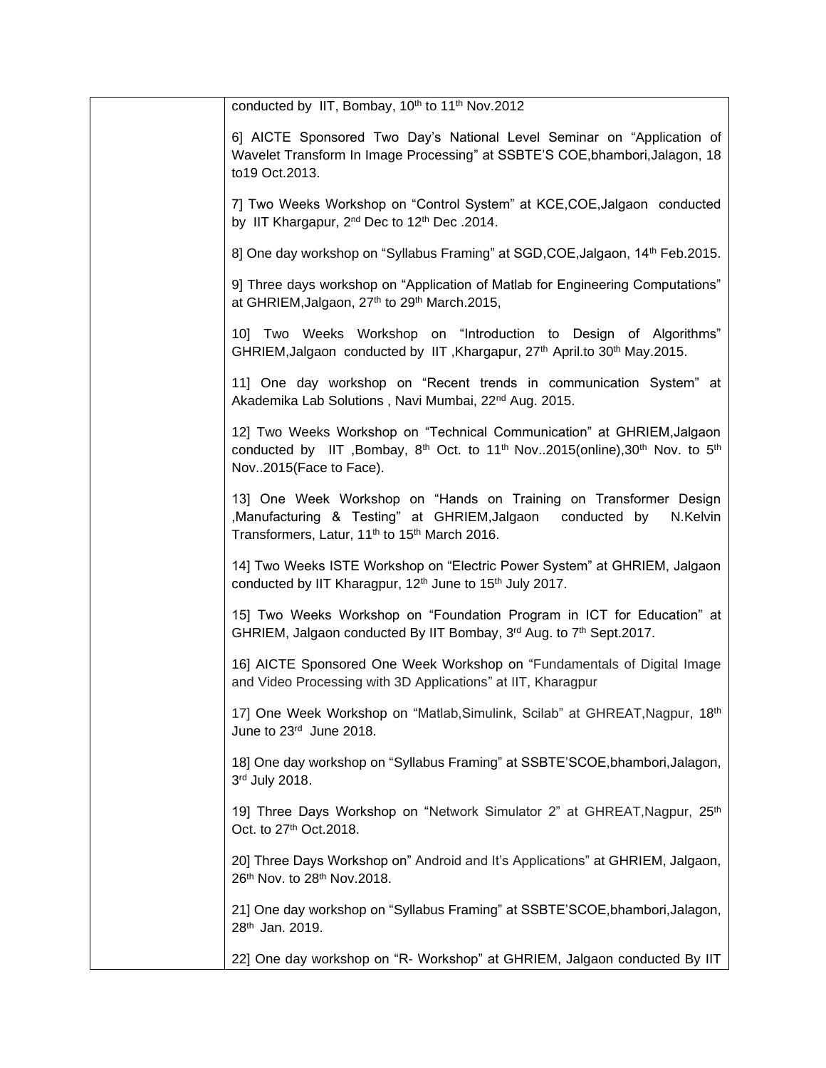| | conducted by IIT, Bombay, 10th to 11th Nov.2012<br><br>6] AICTE Sponsored Two Day's National Level Seminar on "Application of Wavelet Transform In Image Processing" at SSBTE'S COE,bhambori,Jalagon, 18 to19 Oct.2013.<br><br>7] Two Weeks Workshop on "Control System" at KCE,COE,Jalgaon conducted by IIT Khargapur, 2nd Dec to 12th Dec .2014.<br><br>8] One day workshop on "Syllabus Framing" at SGD,COE,Jalgaon, 14th Feb.2015.<br><br>9] Three days workshop on "Application of Matlab for Engineering Computations" at GHRIEM,Jalgaon, 27th to 29th March.2015,<br><br>10] Two Weeks Workshop on "Introduction to Design of Algorithms" GHRIEM,Jalgaon conducted by IIT ,Khargapur, 27th April.to 30th May.2015.<br><br>11] One day workshop on "Recent trends in communication System" at Akademika Lab Solutions , Navi Mumbai, 22nd Aug. 2015.<br><br>12] Two Weeks Workshop on "Technical Communication" at GHRIEM,Jalgaon conducted by IIT ,Bombay, 8th Oct. to 11th Nov..2015(online),30th Nov. to 5th Nov..2015(Face to Face).<br><br>13] One Week Workshop on "Hands on Training on Transformer Design ,Manufacturing & Testing" at GHRIEM,Jalgaon conducted by N.Kelvin Transformers, Latur, 11th to 15th March 2016.<br><br>14] Two Weeks ISTE Workshop on "Electric Power System" at GHRIEM, Jalgaon conducted by IIT Kharagpur, 12th June to 15th July 2017.<br><br>15] Two Weeks Workshop on "Foundation Program in ICT for Education" at GHRIEM, Jalgaon conducted By IIT Bombay, 3rd Aug. to 7th Sept.2017.<br><br>16] AICTE Sponsored One Week Workshop on "Fundamentals of Digital Image and Video Processing with 3D Applications" at IIT, Kharagpur<br><br>17] One Week Workshop on "Matlab,Simulink, Scilab" at GHREAT,Nagpur, 18th June to 23rd June 2018.<br><br>18] One day workshop on "Syllabus Framing" at SSBTE'SCOE,bhambori,Jalagon, 3rd July 2018.<br><br>19] Three Days Workshop on "Network Simulator 2" at GHREAT,Nagpur, 25th Oct. to 27th Oct.2018.<br><br>20] Three Days Workshop on" Android and It's Applications" at GHRIEM, Jalgaon, 26th Nov. to 28th Nov.2018.<br><br>21] One day workshop on "Syllabus Framing" at SSBTE'SCOE,bhambori,Jalagon, 28th Jan. 2019.<br><br>22] One day workshop on "R- Workshop" at GHRIEM, Jalgaon conducted By IIT |
|---|---|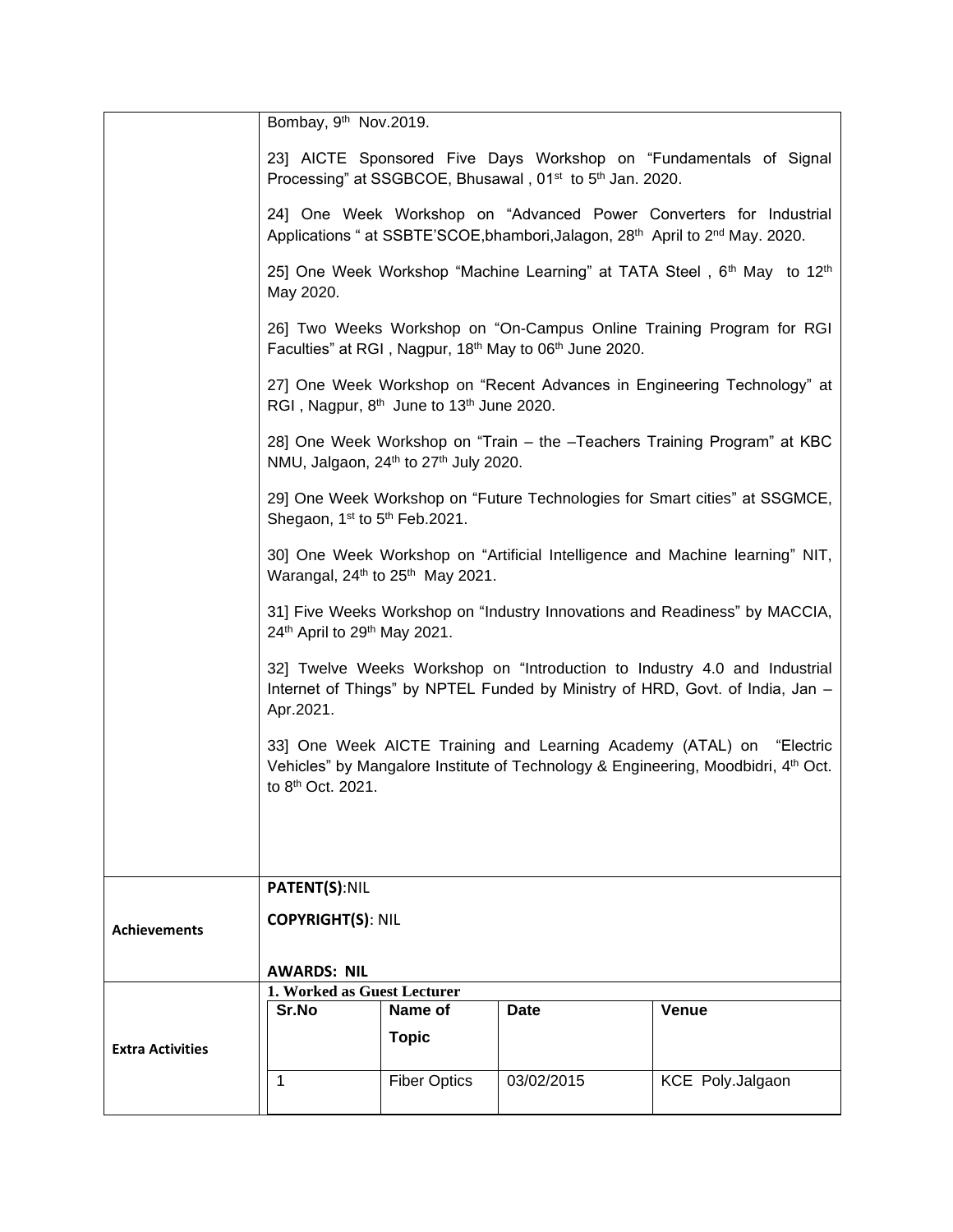Bombay, 9th Nov.2019.

23] AICTE Sponsored Five Days Workshop on "Fundamentals of Signal Processing" at SSGBCOE, Bhusawal , 01st to 5th Jan. 2020.

24] One Week Workshop on "Advanced Power Converters for Industrial Applications " at SSBTE'SCOE,bhambori,Jalagon, 28th April to 2nd May. 2020.

25] One Week Workshop "Machine Learning" at TATA Steel , 6th May to 12th May 2020.

26] Two Weeks Workshop on "On-Campus Online Training Program for RGI Faculties" at RGI , Nagpur, 18th May to 06th June 2020.

27] One Week Workshop on "Recent Advances in Engineering Technology" at RGI , Nagpur, 8th June to 13th June 2020.

28] One Week Workshop on "Train – the –Teachers Training Program" at KBC NMU, Jalgaon, 24th to 27th July 2020.

29] One Week Workshop on "Future Technologies for Smart cities" at SSGMCE, Shegaon, 1st to 5th Feb.2021.

30] One Week Workshop on "Artificial Intelligence and Machine learning" NIT, Warangal, 24th to 25th May 2021.

31] Five Weeks Workshop on "Industry Innovations and Readiness" by MACCIA, 24th April to 29th May 2021.

32] Twelve Weeks Workshop on "Introduction to Industry 4.0 and Industrial Internet of Things" by NPTEL Funded by Ministry of HRD, Govt. of India, Jan – Apr.2021.

33] One Week AICTE Training and Learning Academy (ATAL) on "Electric Vehicles" by Mangalore Institute of Technology & Engineering, Moodbidri, 4th Oct. to 8th Oct. 2021.

**Achievements**

**PATENT(S)**:NIL

**COPYRIGHT(S)**: NIL

**AWARDS: NIL**

**Extra Activities**

**1. Worked as Guest Lecturer**

| Sr.No | Name of Topic | Date | Venue |
|---|---|---|---|
| 1 | Fiber Optics | 03/02/2015 | KCE Poly.Jalgaon |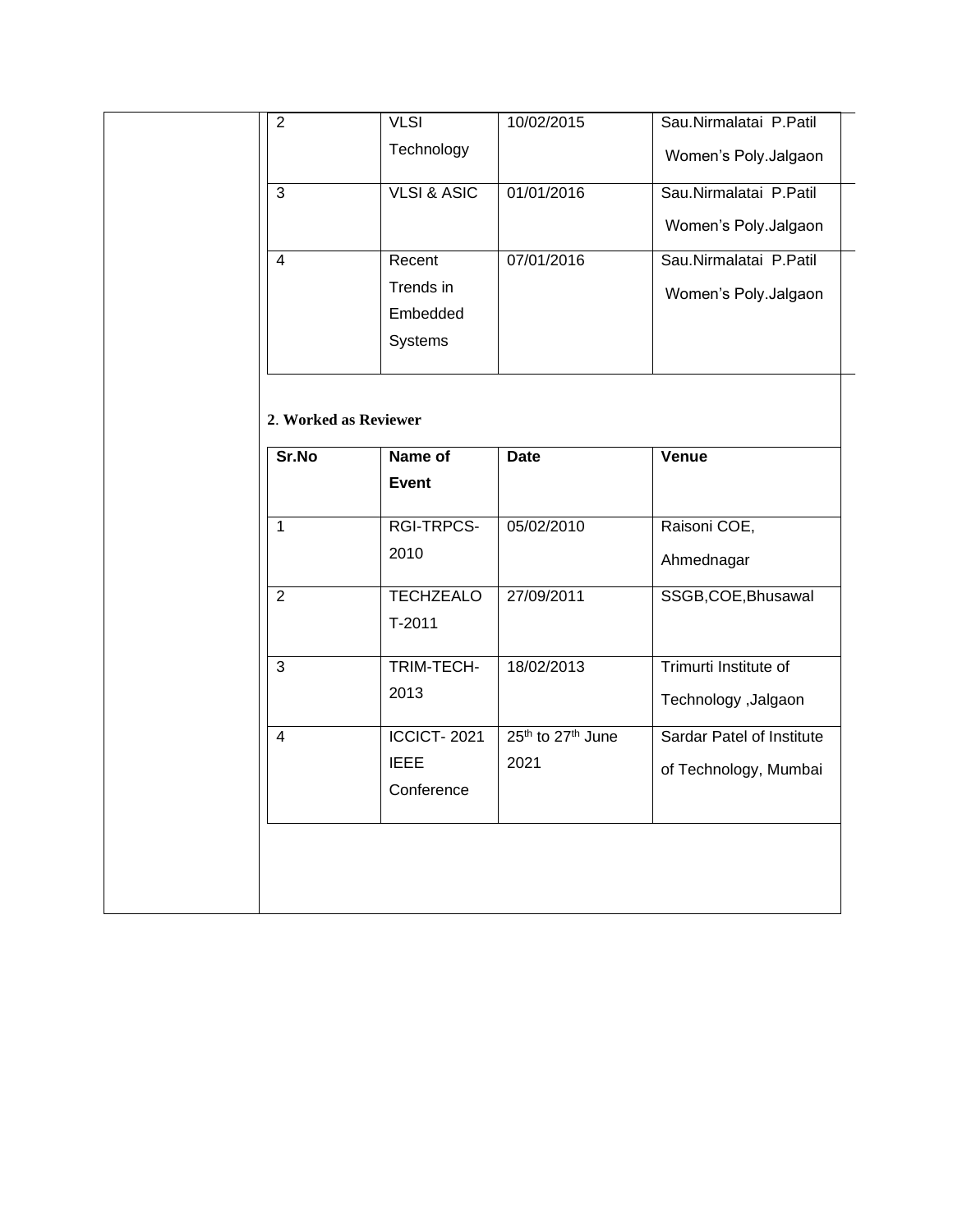| | | | |
|---|---|---|---|
| 2 | VLSI Technology | 10/02/2015 | Sau.Nirmalatai P.Patil Women's Poly.Jalgaon |
| 3 | VLSI & ASIC | 01/01/2016 | Sau.Nirmalatai P.Patil Women's Poly.Jalgaon |
| 4 | Recent Trends in Embedded Systems | 07/01/2016 | Sau.Nirmalatai P.Patil Women's Poly.Jalgaon |

**2. Worked as Reviewer**

| Sr.No | Name of Event | Date | Venue |
|---|---|---|---|
| 1 | RGI-TRPCS-2010 | 05/02/2010 | Raisoni COE, Ahmednagar |
| 2 | TECHZEALOT-2011 | 27/09/2011 | SSGB,COE,Bhusawal |
| 3 | TRIM-TECH-2013 | 18/02/2013 | Trimurti Institute of Technology ,Jalgaon |
| 4 | ICCICT- 2021 IEEE Conference | 25th to 27th June 2021 | Sardar Patel of Institute of Technology, Mumbai |